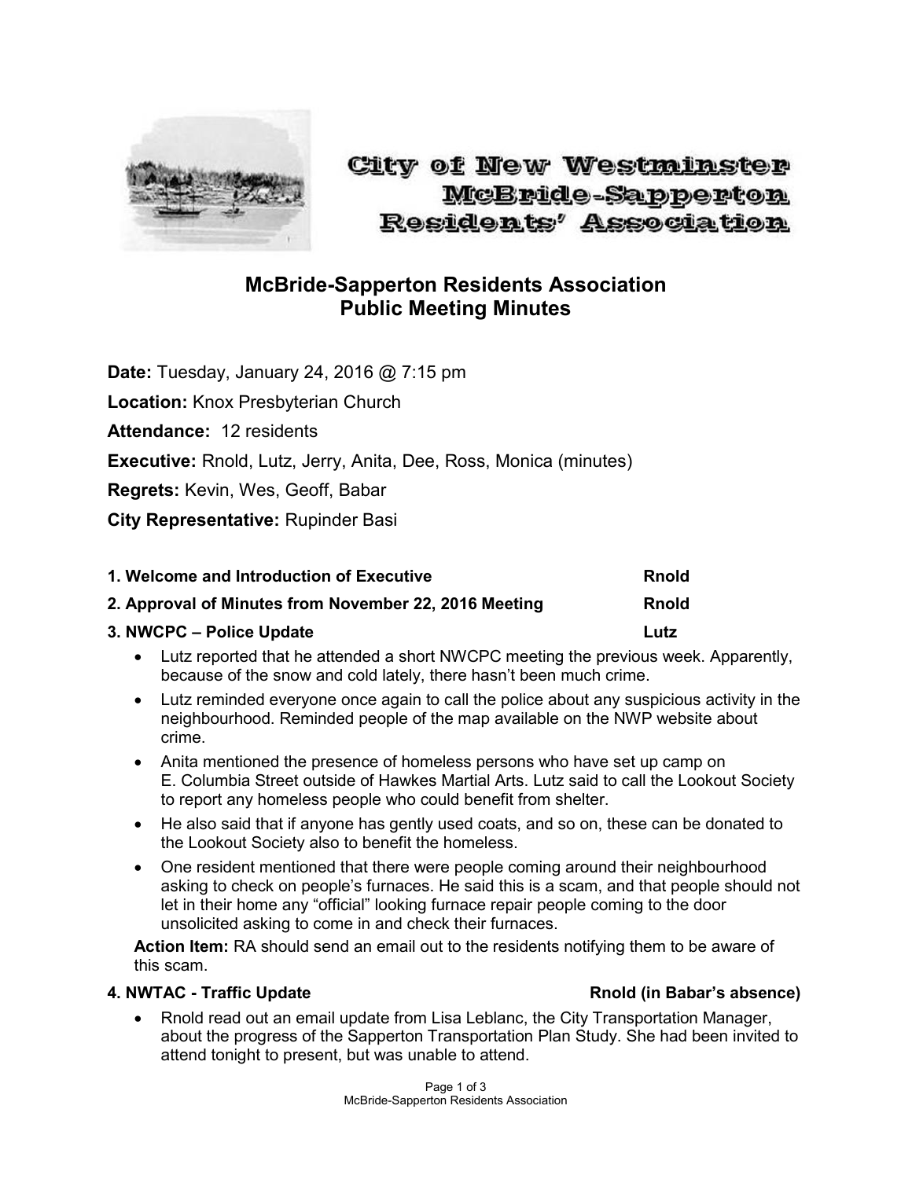City of New Westminster
McBride-Sapperton
Residents' Association

# McBride-Sapperton Residents Association
## Public Meeting Minutes

**Date:** Tuesday, January 24, 2016 @ 7:15 pm

**Location:** Knox Presbyterian Church

**Attendance:** 12 residents

**Executive:** Rnold, Lutz, Jerry, Anita, Dee, Ross, Monica (minutes)

**Regrets:** Kevin, Wes, Geoff, Babar

**City Representative:** Rupinder Basi

**1. Welcome and Introduction of Executive** — **Rnold**

**2. Approval of Minutes from November 22, 2016 Meeting** — **Rnold**

**3. NWCPC – Police Update** — **Lutz**

- Lutz reported that he attended a short NWCPC meeting the previous week. Apparently, because of the snow and cold lately, there hasn't been much crime.
- Lutz reminded everyone once again to call the police about any suspicious activity in the neighbourhood. Reminded people of the map available on the NWP website about crime.
- Anita mentioned the presence of homeless persons who have set up camp on E. Columbia Street outside of Hawkes Martial Arts. Lutz said to call the Lookout Society to report any homeless people who could benefit from shelter.
- He also said that if anyone has gently used coats, and so on, these can be donated to the Lookout Society also to benefit the homeless.
- One resident mentioned that there were people coming around their neighbourhood asking to check on people's furnaces. He said this is a scam, and that people should not let in their home any "official" looking furnace repair people coming to the door unsolicited asking to come in and check their furnaces.

**Action Item:** RA should send an email out to the residents notifying them to be aware of this scam.

**4. NWTAC - Traffic Update** — **Rnold (in Babar's absence)**

- Rnold read out an email update from Lisa Leblanc, the City Transportation Manager, about the progress of the Sapperton Transportation Plan Study. She had been invited to attend tonight to present, but was unable to attend.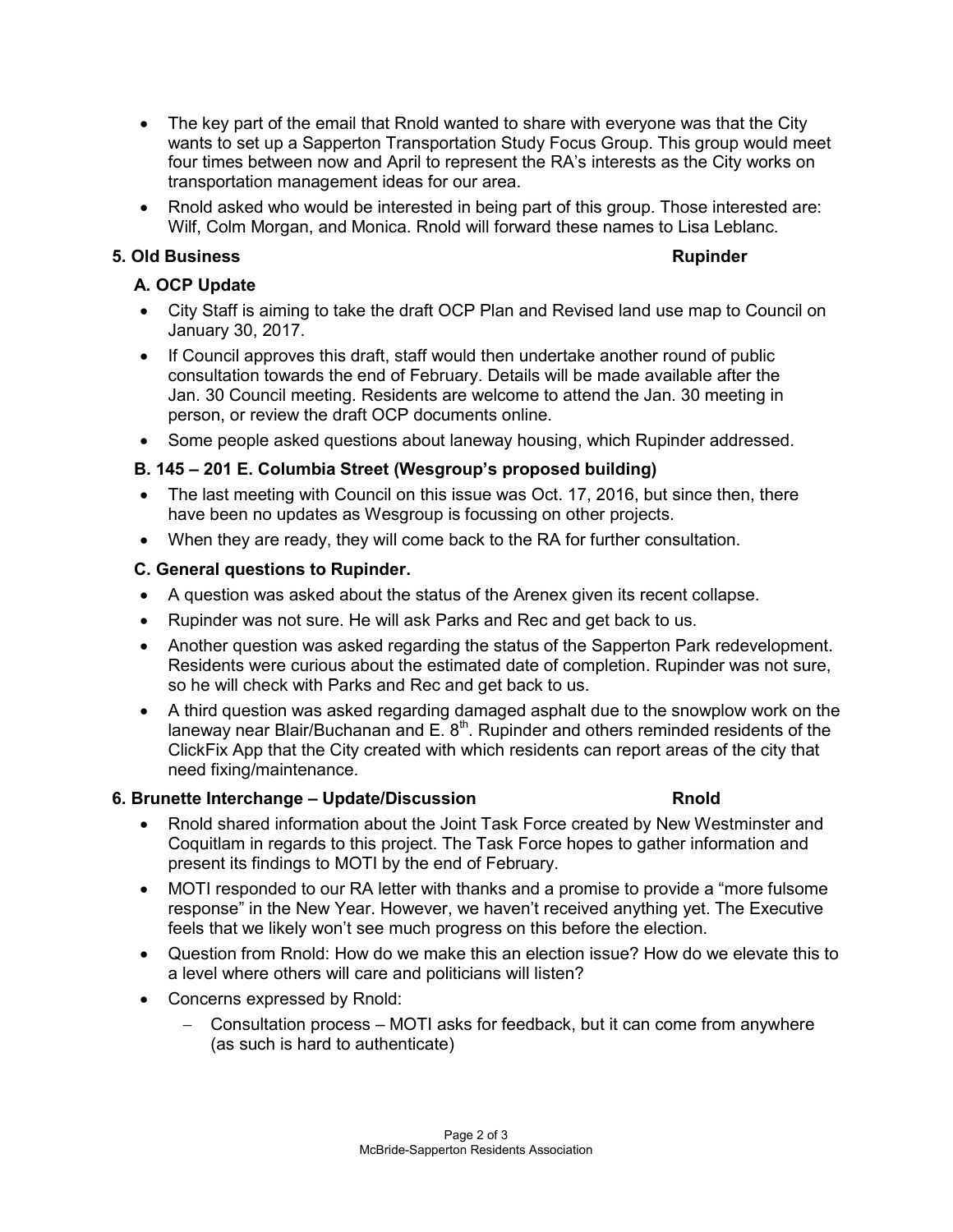- The key part of the email that Rnold wanted to share with everyone was that the City wants to set up a Sapperton Transportation Study Focus Group. This group would meet four times between now and April to represent the RA's interests as the City works on transportation management ideas for our area.
- Rnold asked who would be interested in being part of this group. Those interested are: Wilf, Colm Morgan, and Monica. Rnold will forward these names to Lisa Leblanc.

### 5. Old Business — Rupinder

#### A. OCP Update

- City Staff is aiming to take the draft OCP Plan and Revised land use map to Council on January 30, 2017.
- If Council approves this draft, staff would then undertake another round of public consultation towards the end of February. Details will be made available after the Jan. 30 Council meeting. Residents are welcome to attend the Jan. 30 meeting in person, or review the draft OCP documents online.
- Some people asked questions about laneway housing, which Rupinder addressed.

#### B. 145 – 201 E. Columbia Street (Wesgroup's proposed building)

- The last meeting with Council on this issue was Oct. 17, 2016, but since then, there have been no updates as Wesgroup is focussing on other projects.
- When they are ready, they will come back to the RA for further consultation.

#### C. General questions to Rupinder.

- A question was asked about the status of the Arenex given its recent collapse.
- Rupinder was not sure. He will ask Parks and Rec and get back to us.
- Another question was asked regarding the status of the Sapperton Park redevelopment. Residents were curious about the estimated date of completion. Rupinder was not sure, so he will check with Parks and Rec and get back to us.
- A third question was asked regarding damaged asphalt due to the snowplow work on the laneway near Blair/Buchanan and E. 8th. Rupinder and others reminded residents of the ClickFix App that the City created with which residents can report areas of the city that need fixing/maintenance.

### 6. Brunette Interchange – Update/Discussion — Rnold

- Rnold shared information about the Joint Task Force created by New Westminster and Coquitlam in regards to this project. The Task Force hopes to gather information and present its findings to MOTI by the end of February.
- MOTI responded to our RA letter with thanks and a promise to provide a "more fulsome response" in the New Year. However, we haven't received anything yet. The Executive feels that we likely won't see much progress on this before the election.
- Question from Rnold: How do we make this an election issue? How do we elevate this to a level where others will care and politicians will listen?
- Concerns expressed by Rnold:
  - Consultation process – MOTI asks for feedback, but it can come from anywhere (as such is hard to authenticate)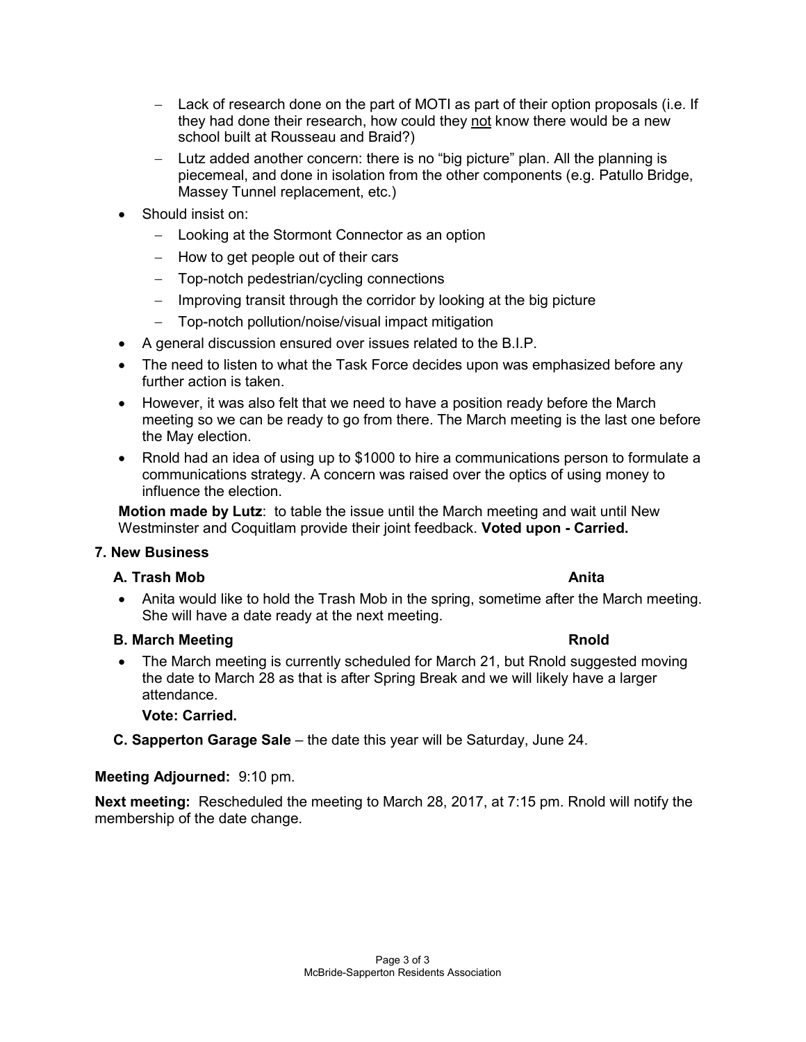- Lack of research done on the part of MOTI as part of their option proposals (i.e. If they had done their research, how could they <u>not</u> know there would be a new school built at Rousseau and Braid?)
- Lutz added another concern: there is no "big picture" plan. All the planning is piecemeal, and done in isolation from the other components (e.g. Patullo Bridge, Massey Tunnel replacement, etc.)

- Should insist on:
  - Looking at the Stormont Connector as an option
  - How to get people out of their cars
  - Top-notch pedestrian/cycling connections
  - Improving transit through the corridor by looking at the big picture
  - Top-notch pollution/noise/visual impact mitigation
- A general discussion ensured over issues related to the B.I.P.
- The need to listen to what the Task Force decides upon was emphasized before any further action is taken.
- However, it was also felt that we need to have a position ready before the March meeting so we can be ready to go from there. The March meeting is the last one before the May election.
- Rnold had an idea of using up to $1000 to hire a communications person to formulate a communications strategy. A concern was raised over the optics of using money to influence the election.

**Motion made by Lutz**: to table the issue until the March meeting and wait until New Westminster and Coquitlam provide their joint feedback. **Voted upon - Carried.**

### 7. New Business

**A. Trash Mob** **Anita**

- Anita would like to hold the Trash Mob in the spring, sometime after the March meeting. She will have a date ready at the next meeting.

**B. March Meeting** **Rnold**

- The March meeting is currently scheduled for March 21, but Rnold suggested moving the date to March 28 as that is after Spring Break and we will likely have a larger attendance.

**Vote: Carried.**

**C. Sapperton Garage Sale** – the date this year will be Saturday, June 24.

**Meeting Adjourned:** 9:10 pm.

**Next meeting:** Rescheduled the meeting to March 28, 2017, at 7:15 pm. Rnold will notify the membership of the date change.